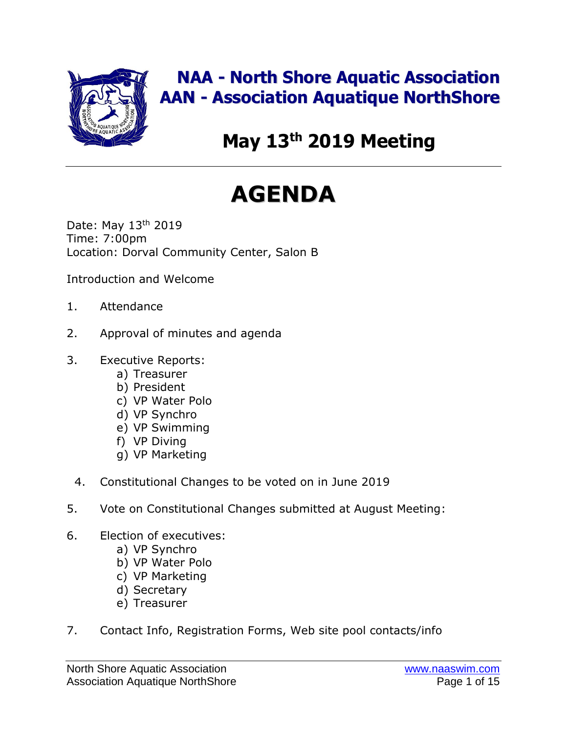# NAA - North Shore Aquatic Association
# AAN - Association Aquatique NorthShore

## May 13th 2019 Meeting

# AGENDA

Date: May 13th 2019
Time: 7:00pm
Location: Dorval Community Center, Salon B

Introduction and Welcome

1. Attendance
2. Approval of minutes and agenda
3. Executive Reports:
   a) Treasurer
   b) President
   c) VP Water Polo
   d) VP Synchro
   e) VP Swimming
   f) VP Diving
   g) VP Marketing
4. Constitutional Changes to be voted on in June 2019
5. Vote on Constitutional Changes submitted at August Meeting:
6. Election of executives:
   a) VP Synchro
   b) VP Water Polo
   c) VP Marketing
   d) Secretary
   e) Treasurer
7. Contact Info, Registration Forms, Web site pool contacts/info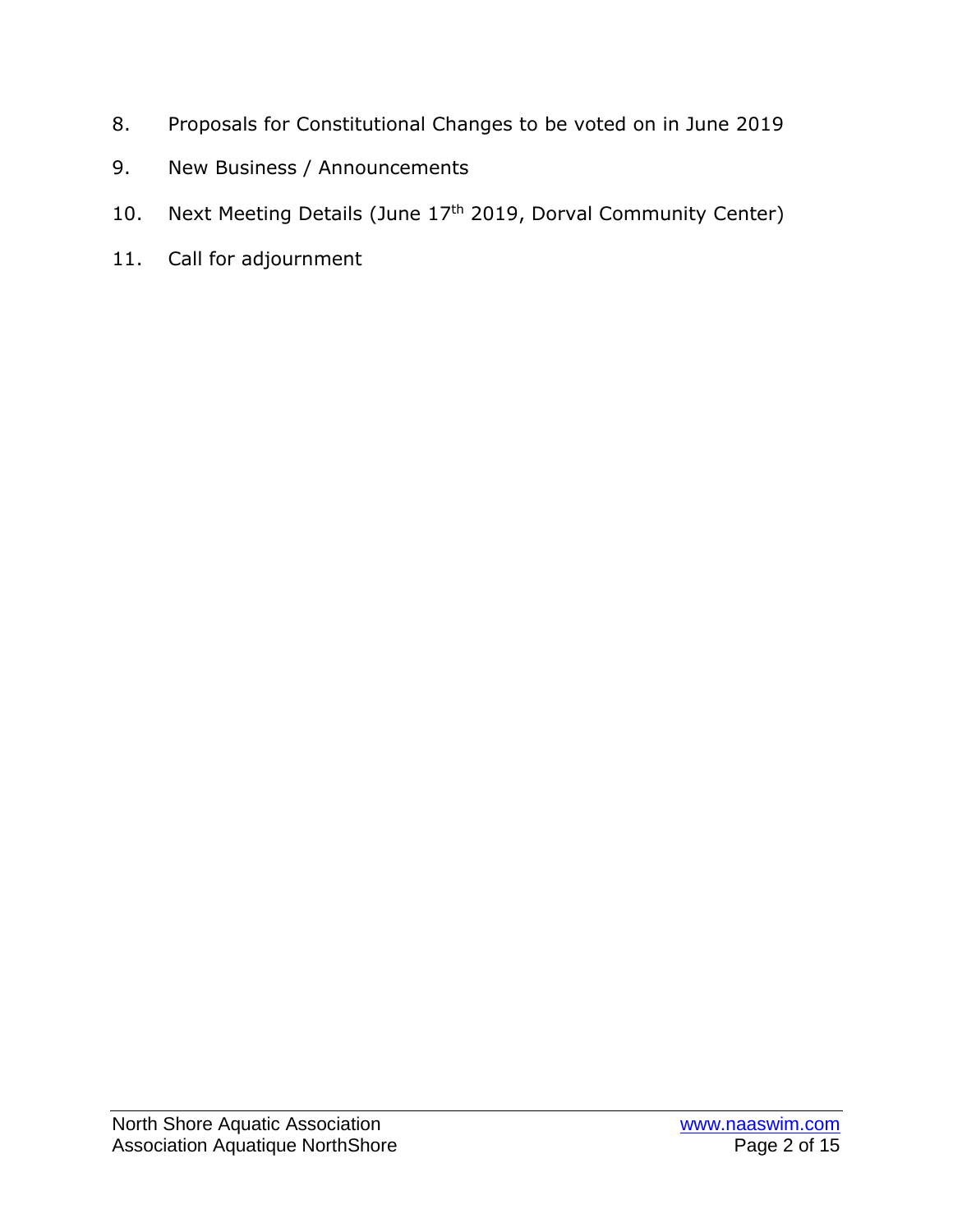8. Proposals for Constitutional Changes to be voted on in June 2019
9. New Business / Announcements
10. Next Meeting Details (June 17th 2019, Dorval Community Center)
11. Call for adjournment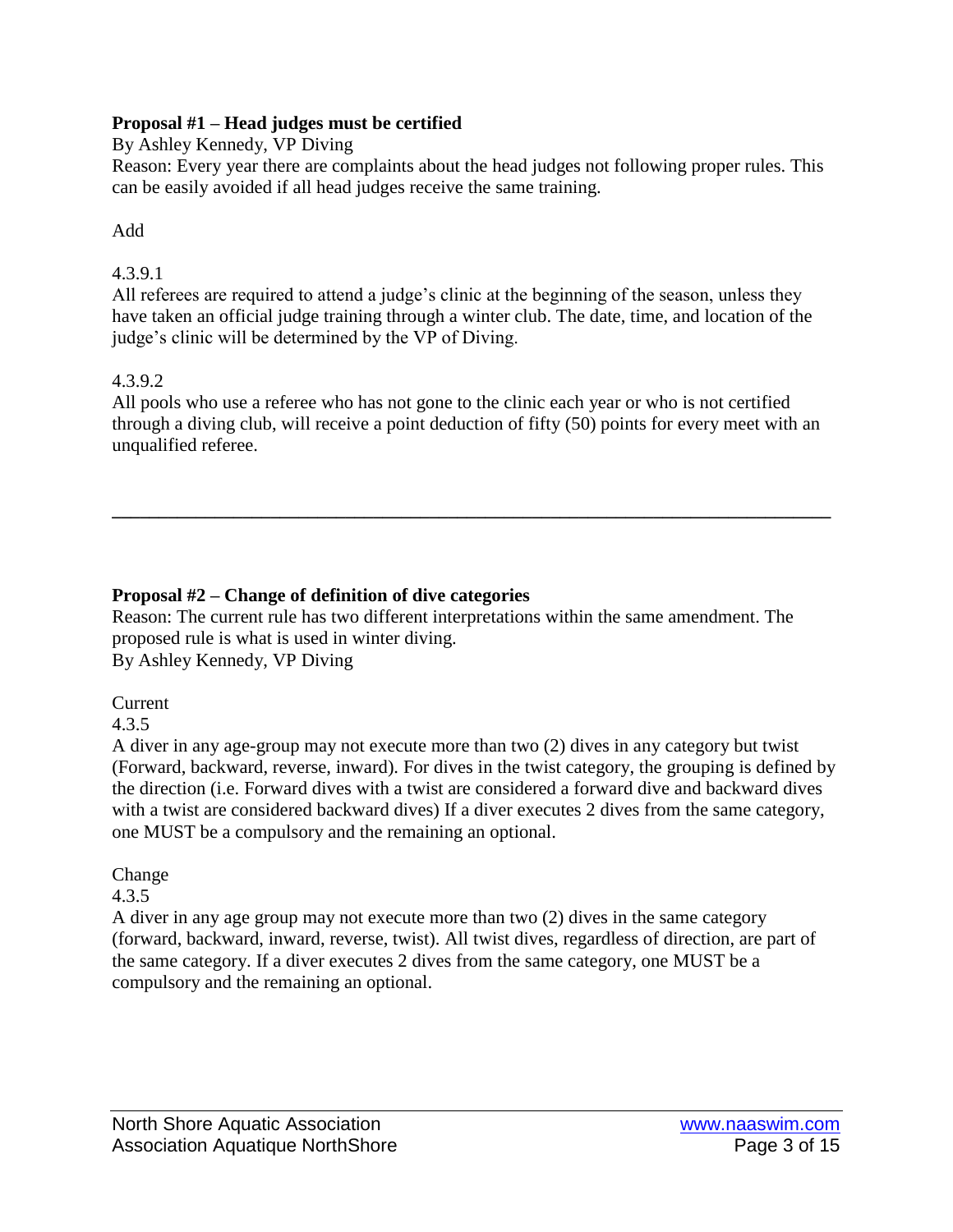**Proposal #1 – Head judges must be certified**

By Ashley Kennedy, VP Diving

Reason: Every year there are complaints about the head judges not following proper rules. This can be easily avoided if all head judges receive the same training.

Add

4.3.9.1

All referees are required to attend a judge's clinic at the beginning of the season, unless they have taken an official judge training through a winter club. The date, time, and location of the judge's clinic will be determined by the VP of Diving.

4.3.9.2

All pools who use a referee who has not gone to the clinic each year or who is not certified through a diving club, will receive a point deduction of fifty (50) points for every meet with an unqualified referee.

---

**Proposal #2 – Change of definition of dive categories**

Reason: The current rule has two different interpretations within the same amendment. The proposed rule is what is used in winter diving.

By Ashley Kennedy, VP Diving

Current

4.3.5

A diver in any age-group may not execute more than two (2) dives in any category but twist (Forward, backward, reverse, inward). For dives in the twist category, the grouping is defined by the direction (i.e. Forward dives with a twist are considered a forward dive and backward dives with a twist are considered backward dives) If a diver executes 2 dives from the same category, one MUST be a compulsory and the remaining an optional.

Change

4.3.5

A diver in any age group may not execute more than two (2) dives in the same category (forward, backward, inward, reverse, twist). All twist dives, regardless of direction, are part of the same category. If a diver executes 2 dives from the same category, one MUST be a compulsory and the remaining an optional.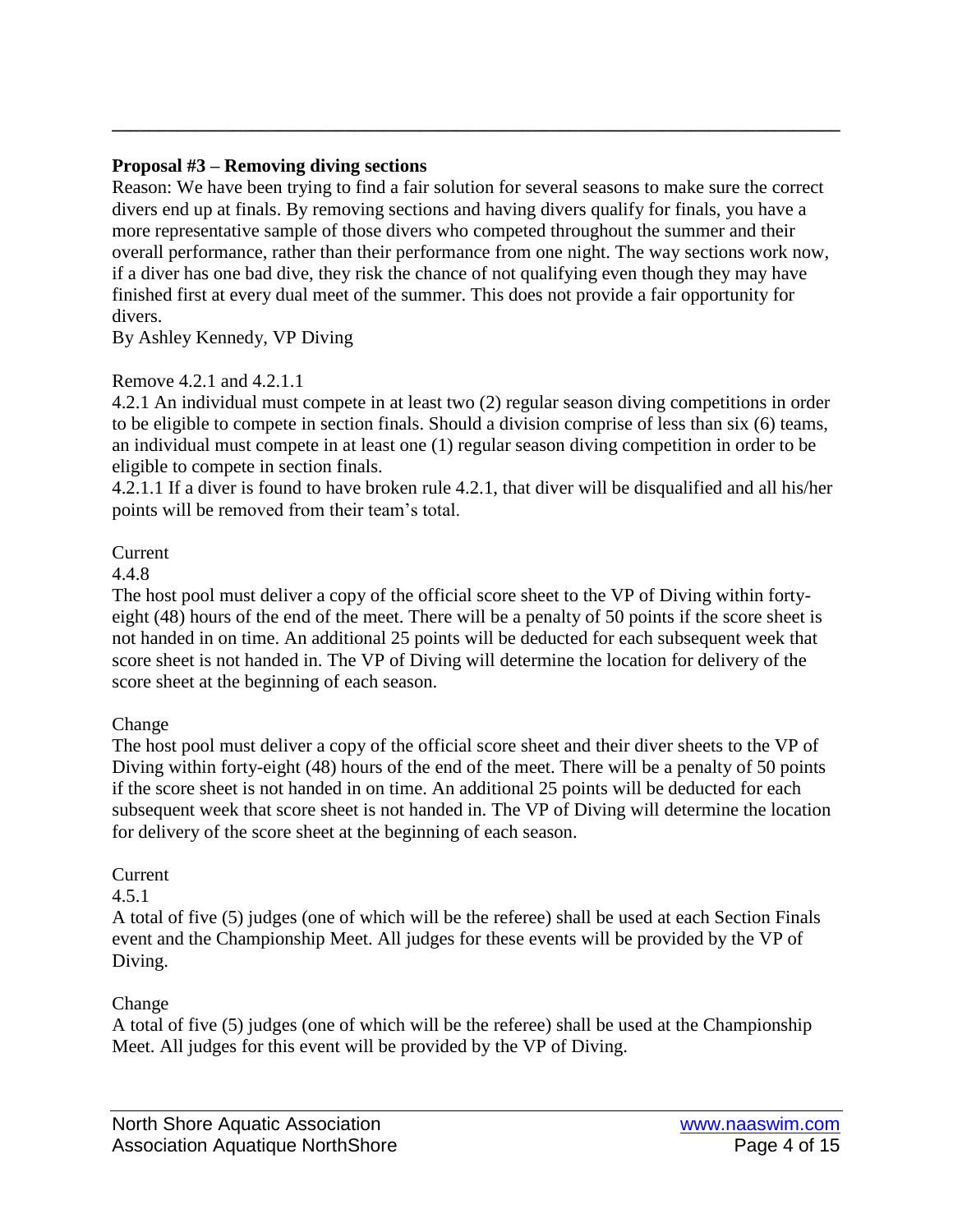---

**Proposal #3 – Removing diving sections**

Reason: We have been trying to find a fair solution for several seasons to make sure the correct divers end up at finals. By removing sections and having divers qualify for finals, you have a more representative sample of those divers who competed throughout the summer and their overall performance, rather than their performance from one night. The way sections work now, if a diver has one bad dive, they risk the chance of not qualifying even though they may have finished first at every dual meet of the summer. This does not provide a fair opportunity for divers.

By Ashley Kennedy, VP Diving

Remove 4.2.1 and 4.2.1.1

4.2.1 An individual must compete in at least two (2) regular season diving competitions in order to be eligible to compete in section finals. Should a division comprise of less than six (6) teams, an individual must compete in at least one (1) regular season diving competition in order to be eligible to compete in section finals.

4.2.1.1 If a diver is found to have broken rule 4.2.1, that diver will be disqualified and all his/her points will be removed from their team's total.

Current

4.4.8

The host pool must deliver a copy of the official score sheet to the VP of Diving within forty-eight (48) hours of the end of the meet. There will be a penalty of 50 points if the score sheet is not handed in on time. An additional 25 points will be deducted for each subsequent week that score sheet is not handed in. The VP of Diving will determine the location for delivery of the score sheet at the beginning of each season.

Change

The host pool must deliver a copy of the official score sheet and their diver sheets to the VP of Diving within forty-eight (48) hours of the end of the meet. There will be a penalty of 50 points if the score sheet is not handed in on time. An additional 25 points will be deducted for each subsequent week that score sheet is not handed in. The VP of Diving will determine the location for delivery of the score sheet at the beginning of each season.

Current

4.5.1

A total of five (5) judges (one of which will be the referee) shall be used at each Section Finals event and the Championship Meet. All judges for these events will be provided by the VP of Diving.

Change

A total of five (5) judges (one of which will be the referee) shall be used at the Championship Meet. All judges for this event will be provided by the VP of Diving.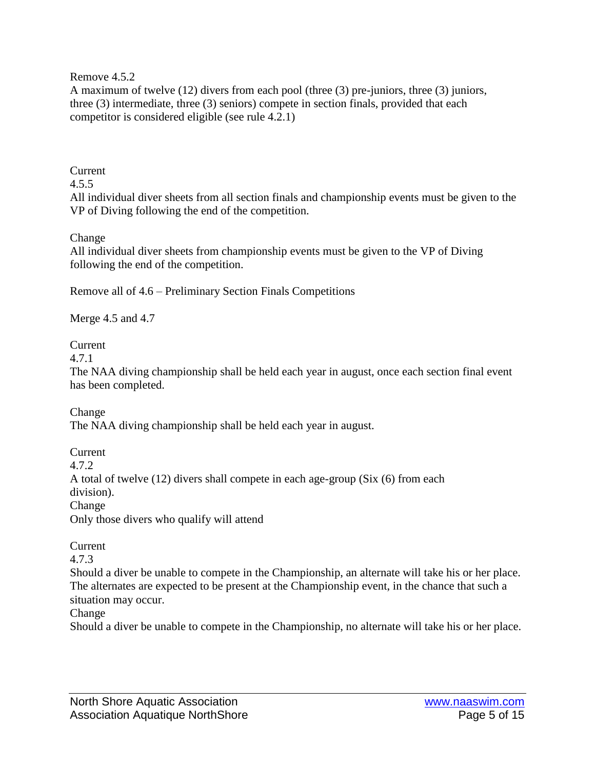Remove 4.5.2

A maximum of twelve (12) divers from each pool (three (3) pre-juniors, three (3) juniors, three (3) intermediate, three (3) seniors) compete in section finals, provided that each competitor is considered eligible (see rule 4.2.1)

Current

4.5.5

All individual diver sheets from all section finals and championship events must be given to the VP of Diving following the end of the competition.

Change

All individual diver sheets from championship events must be given to the VP of Diving following the end of the competition.

Remove all of 4.6 – Preliminary Section Finals Competitions

Merge 4.5 and 4.7

Current

4.7.1

The NAA diving championship shall be held each year in august, once each section final event has been completed.

Change

The NAA diving championship shall be held each year in august.

Current

4.7.2

A total of twelve (12) divers shall compete in each age-group (Six (6) from each division).

Change

Only those divers who qualify will attend

Current

4.7.3

Should a diver be unable to compete in the Championship, an alternate will take his or her place. The alternates are expected to be present at the Championship event, in the chance that such a situation may occur.

Change

Should a diver be unable to compete in the Championship, no alternate will take his or her place.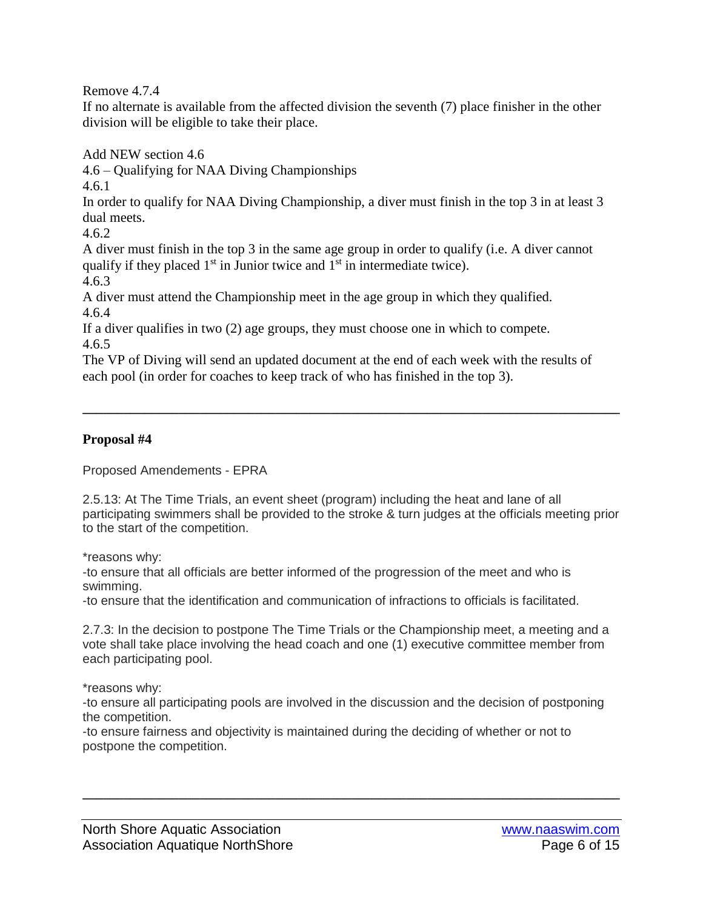Remove 4.7.4

If no alternate is available from the affected division the seventh (7) place finisher in the other division will be eligible to take their place.

Add NEW section 4.6

4.6 – Qualifying for NAA Diving Championships

4.6.1

In order to qualify for NAA Diving Championship, a diver must finish in the top 3 in at least 3 dual meets.

4.6.2

A diver must finish in the top 3 in the same age group in order to qualify (i.e. A diver cannot qualify if they placed 1st in Junior twice and 1st in intermediate twice).

4.6.3

A diver must attend the Championship meet in the age group in which they qualified.

4.6.4

If a diver qualifies in two (2) age groups, they must choose one in which to compete.

4.6.5

The VP of Diving will send an updated document at the end of each week with the results of each pool (in order for coaches to keep track of who has finished in the top 3).

---

**Proposal #4**

Proposed Amendements - EPRA

2.5.13: At The Time Trials, an event sheet (program) including the heat and lane of all participating swimmers shall be provided to the stroke & turn judges at the officials meeting prior to the start of the competition.

*reasons why:

-to ensure that all officials are better informed of the progression of the meet and who is swimming.

-to ensure that the identification and communication of infractions to officials is facilitated.

2.7.3: In the decision to postpone The Time Trials or the Championship meet, a meeting and a vote shall take place involving the head coach and one (1) executive committee member from each participating pool.

*reasons why:

-to ensure all participating pools are involved in the discussion and the decision of postponing the competition.

-to ensure fairness and objectivity is maintained during the deciding of whether or not to postpone the competition.

---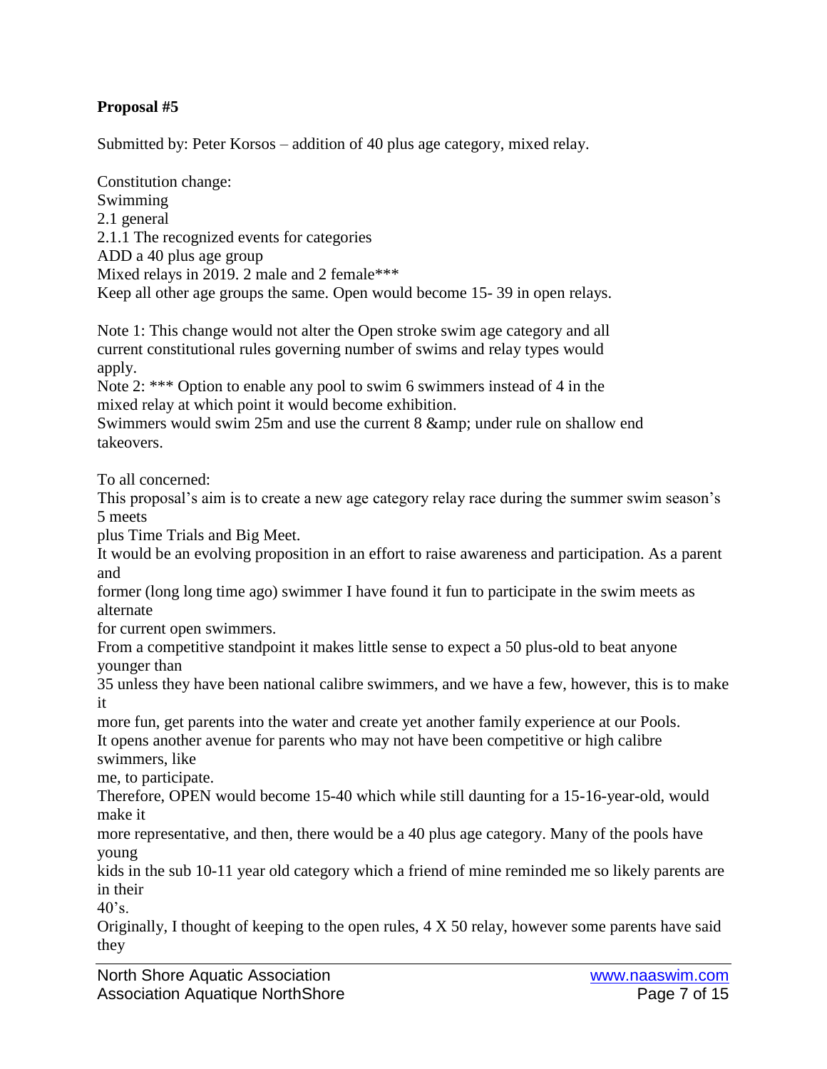**Proposal #5**

Submitted by: Peter Korsos – addition of 40 plus age category, mixed relay.

Constitution change:
Swimming
2.1 general
2.1.1 The recognized events for categories
ADD a 40 plus age group
Mixed relays in 2019. 2 male and 2 female***
Keep all other age groups the same. Open would become 15- 39 in open relays.

Note 1: This change would not alter the Open stroke swim age category and all current constitutional rules governing number of swims and relay types would apply.
Note 2: *** Option to enable any pool to swim 6 swimmers instead of 4 in the mixed relay at which point it would become exhibition.
Swimmers would swim 25m and use the current 8 &amp; under rule on shallow end takeovers.

To all concerned:
This proposal's aim is to create a new age category relay race during the summer swim season's 5 meets
plus Time Trials and Big Meet.
It would be an evolving proposition in an effort to raise awareness and participation. As a parent and
former (long long time ago) swimmer I have found it fun to participate in the swim meets as alternate
for current open swimmers.
From a competitive standpoint it makes little sense to expect a 50 plus-old to beat anyone younger than
35 unless they have been national calibre swimmers, and we have a few, however, this is to make it
more fun, get parents into the water and create yet another family experience at our Pools.
It opens another avenue for parents who may not have been competitive or high calibre swimmers, like
me, to participate.
Therefore, OPEN would become 15-40 which while still daunting for a 15-16-year-old, would make it
more representative, and then, there would be a 40 plus age category. Many of the pools have young
kids in the sub 10-11 year old category which a friend of mine reminded me so likely parents are in their
40's.
Originally, I thought of keeping to the open rules, 4 X 50 relay, however some parents have said they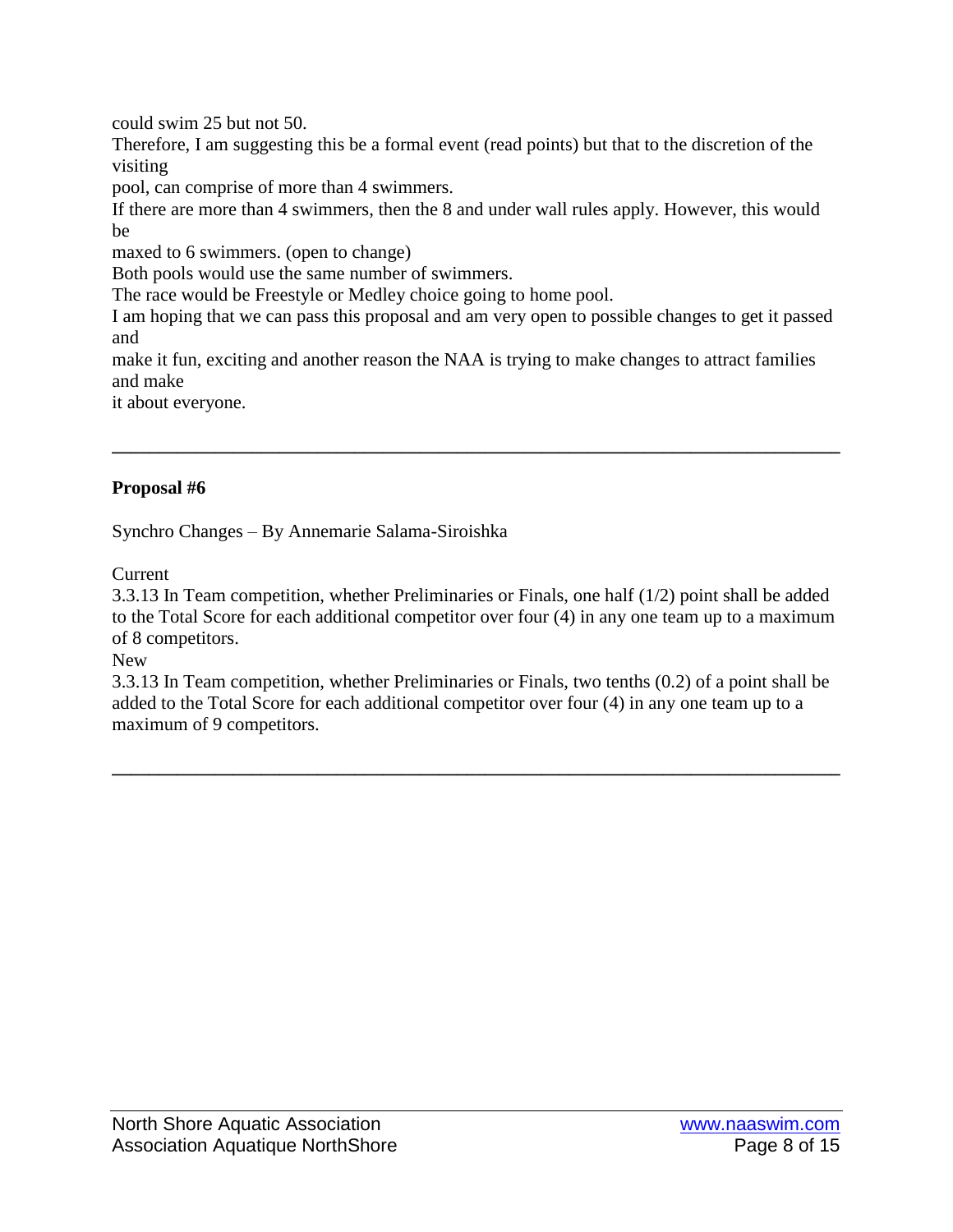could swim 25 but not 50.

Therefore, I am suggesting this be a formal event (read points) but that to the discretion of the visiting pool, can comprise of more than 4 swimmers.

If there are more than 4 swimmers, then the 8 and under wall rules apply. However, this would be maxed to 6 swimmers. (open to change)

Both pools would use the same number of swimmers.

The race would be Freestyle or Medley choice going to home pool.

I am hoping that we can pass this proposal and am very open to possible changes to get it passed and make it fun, exciting and another reason the NAA is trying to make changes to attract families and make it about everyone.

---

**Proposal #6**

Synchro Changes – By Annemarie Salama-Siroishka

Current

3.3.13 In Team competition, whether Preliminaries or Finals, one half (1/2) point shall be added to the Total Score for each additional competitor over four (4) in any one team up to a maximum of 8 competitors.

New

3.3.13 In Team competition, whether Preliminaries or Finals, two tenths (0.2) of a point shall be added to the Total Score for each additional competitor over four (4) in any one team up to a maximum of 9 competitors.

---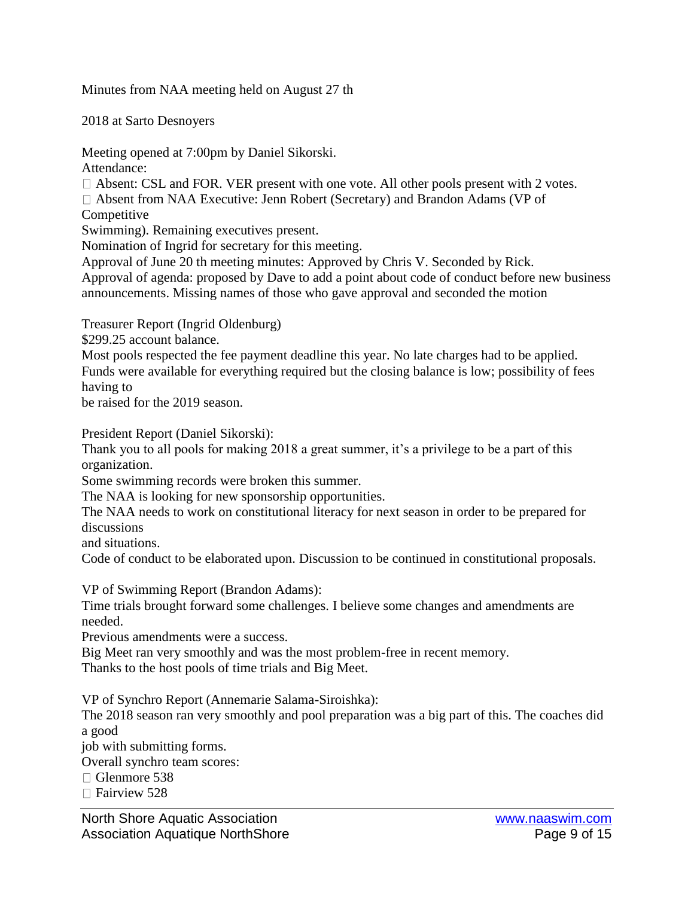Minutes from NAA meeting held on August 27 th

2018 at Sarto Desnoyers

Meeting opened at 7:00pm by Daniel Sikorski.

Attendance:

- Absent: CSL and FOR. VER present with one vote. All other pools present with 2 votes.
- Absent from NAA Executive: Jenn Robert (Secretary) and Brandon Adams (VP of Competitive Swimming). Remaining executives present.

Nomination of Ingrid for secretary for this meeting.

Approval of June 20 th meeting minutes: Approved by Chris V. Seconded by Rick.

Approval of agenda: proposed by Dave to add a point about code of conduct before new business announcements. Missing names of those who gave approval and seconded the motion

Treasurer Report (Ingrid Oldenburg)

\$299.25 account balance.

Most pools respected the fee payment deadline this year. No late charges had to be applied.

Funds were available for everything required but the closing balance is low; possibility of fees having to be raised for the 2019 season.

President Report (Daniel Sikorski):

Thank you to all pools for making 2018 a great summer, it's a privilege to be a part of this organization.

Some swimming records were broken this summer.

The NAA is looking for new sponsorship opportunities.

The NAA needs to work on constitutional literacy for next season in order to be prepared for discussions and situations.

Code of conduct to be elaborated upon. Discussion to be continued in constitutional proposals.

VP of Swimming Report (Brandon Adams):

Time trials brought forward some challenges. I believe some changes and amendments are needed.

Previous amendments were a success.

Big Meet ran very smoothly and was the most problem-free in recent memory.

Thanks to the host pools of time trials and Big Meet.

VP of Synchro Report (Annemarie Salama-Siroishka):

The 2018 season ran very smoothly and pool preparation was a big part of this. The coaches did a good job with submitting forms.

Overall synchro team scores:

- Glenmore 538
- Fairview 528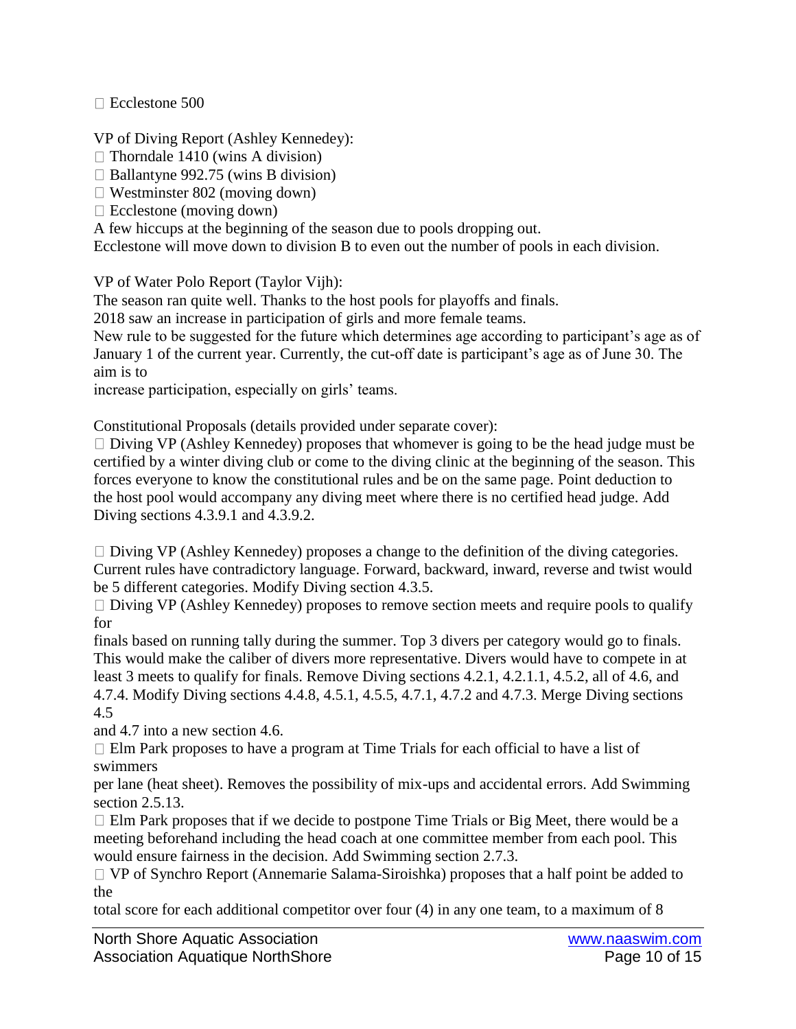- Ecclestone 500

VP of Diving Report (Ashley Kennedey):

- Thorndale 1410 (wins A division)
- Ballantyne 992.75 (wins B division)
- Westminster 802 (moving down)
- Ecclestone (moving down)

A few hiccups at the beginning of the season due to pools dropping out.
Ecclestone will move down to division B to even out the number of pools in each division.

VP of Water Polo Report (Taylor Vijh):
The season ran quite well. Thanks to the host pools for playoffs and finals.
2018 saw an increase in participation of girls and more female teams.
New rule to be suggested for the future which determines age according to participant's age as of January 1 of the current year. Currently, the cut-off date is participant's age as of June 30. The aim is to increase participation, especially on girls' teams.

Constitutional Proposals (details provided under separate cover):

- Diving VP (Ashley Kennedey) proposes that whomever is going to be the head judge must be certified by a winter diving club or come to the diving clinic at the beginning of the season. This forces everyone to know the constitutional rules and be on the same page. Point deduction to the host pool would accompany any diving meet where there is no certified head judge. Add Diving sections 4.3.9.1 and 4.3.9.2.

- Diving VP (Ashley Kennedey) proposes a change to the definition of the diving categories. Current rules have contradictory language. Forward, backward, inward, reverse and twist would be 5 different categories. Modify Diving section 4.3.5.
- Diving VP (Ashley Kennedey) proposes to remove section meets and require pools to qualify for finals based on running tally during the summer. Top 3 divers per category would go to finals. This would make the caliber of divers more representative. Divers would have to compete in at least 3 meets to qualify for finals. Remove Diving sections 4.2.1, 4.2.1.1, 4.5.2, all of 4.6, and 4.7.4. Modify Diving sections 4.4.8, 4.5.1, 4.5.5, 4.7.1, 4.7.2 and 4.7.3. Merge Diving sections 4.5 and 4.7 into a new section 4.6.
- Elm Park proposes to have a program at Time Trials for each official to have a list of swimmers per lane (heat sheet). Removes the possibility of mix-ups and accidental errors. Add Swimming section 2.5.13.
- Elm Park proposes that if we decide to postpone Time Trials or Big Meet, there would be a meeting beforehand including the head coach at one committee member from each pool. This would ensure fairness in the decision. Add Swimming section 2.7.3.
- VP of Synchro Report (Annemarie Salama-Siroishka) proposes that a half point be added to the total score for each additional competitor over four (4) in any one team, to a maximum of 8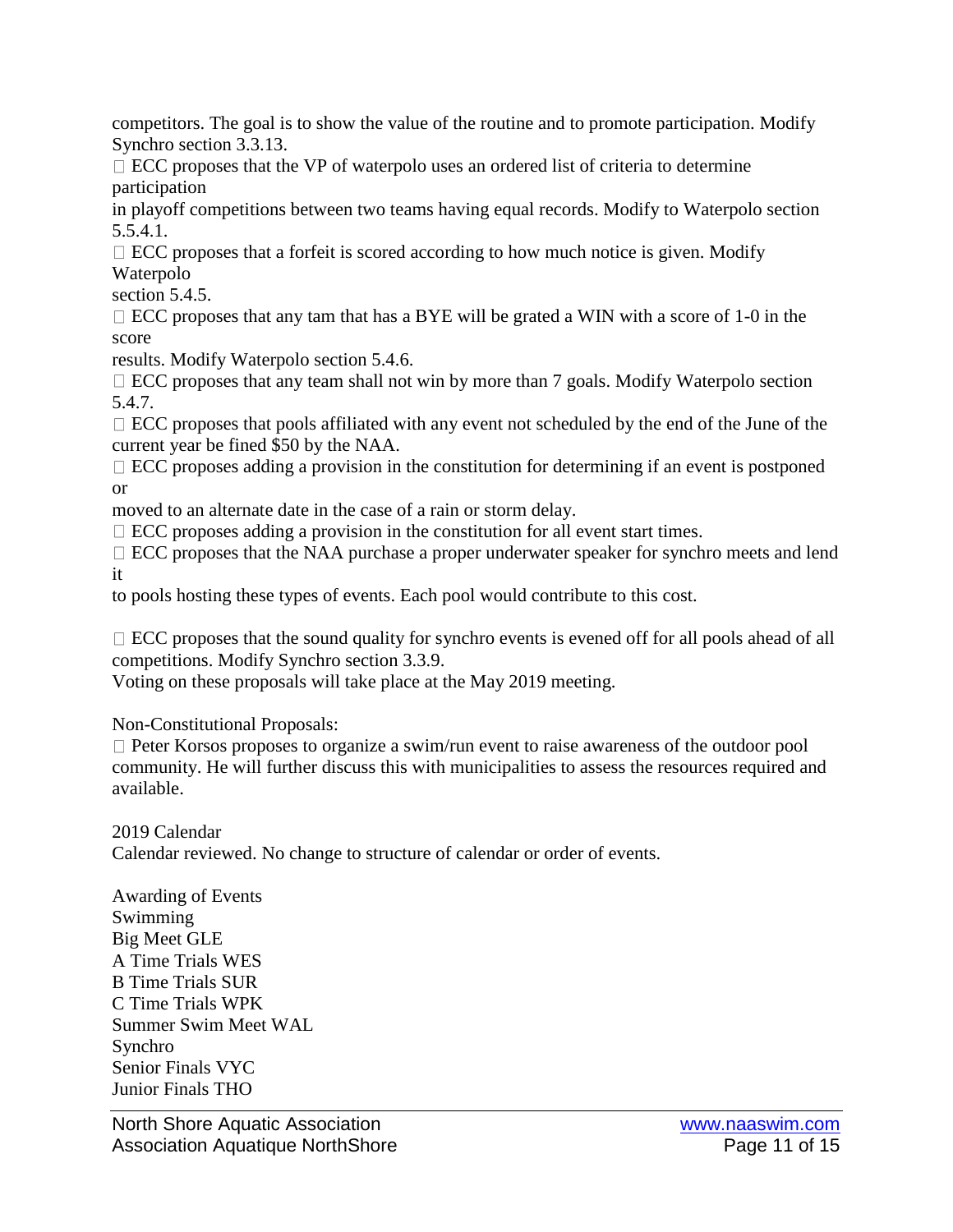competitors. The goal is to show the value of the routine and to promote participation. Modify Synchro section 3.3.13.

- ECC proposes that the VP of waterpolo uses an ordered list of criteria to determine participation in playoff competitions between two teams having equal records. Modify to Waterpolo section 5.5.4.1.
- ECC proposes that a forfeit is scored according to how much notice is given. Modify Waterpolo section 5.4.5.
- ECC proposes that any tam that has a BYE will be grated a WIN with a score of 1-0 in the score results. Modify Waterpolo section 5.4.6.
- ECC proposes that any team shall not win by more than 7 goals. Modify Waterpolo section 5.4.7.
- ECC proposes that pools affiliated with any event not scheduled by the end of the June of the current year be fined $50 by the NAA.
- ECC proposes adding a provision in the constitution for determining if an event is postponed or moved to an alternate date in the case of a rain or storm delay.
- ECC proposes adding a provision in the constitution for all event start times.
- ECC proposes that the NAA purchase a proper underwater speaker for synchro meets and lend it to pools hosting these types of events. Each pool would contribute to this cost.
- ECC proposes that the sound quality for synchro events is evened off for all pools ahead of all competitions. Modify Synchro section 3.3.9.

Voting on these proposals will take place at the May 2019 meeting.

Non-Constitutional Proposals:

- Peter Korsos proposes to organize a swim/run event to raise awareness of the outdoor pool community. He will further discuss this with municipalities to assess the resources required and available.

2019 Calendar

Calendar reviewed. No change to structure of calendar or order of events.

Awarding of Events

Swimming

Big Meet GLE

A Time Trials WES

B Time Trials SUR

C Time Trials WPK

Summer Swim Meet WAL

Synchro

Senior Finals VYC

Junior Finals THO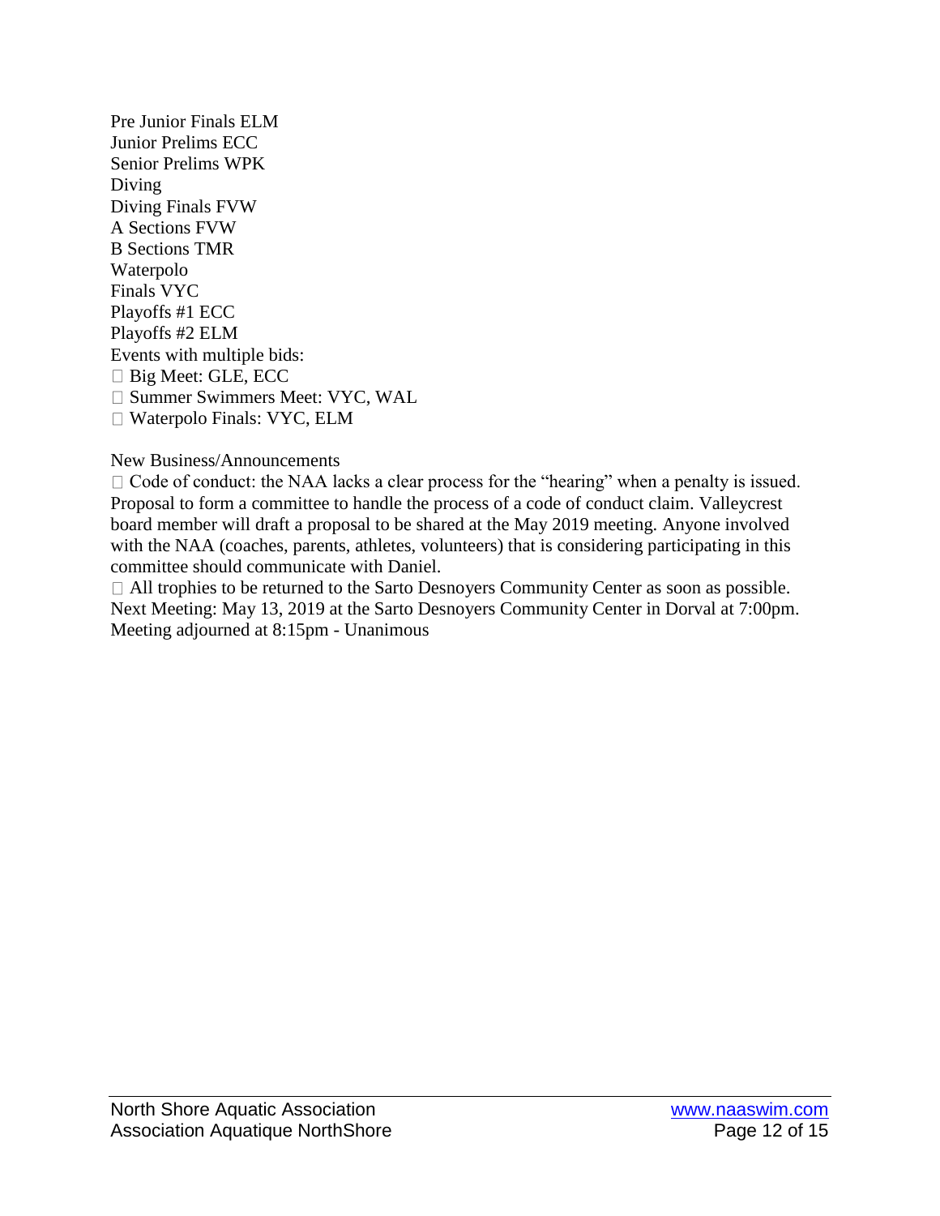Pre Junior Finals ELM
Junior Prelims ECC
Senior Prelims WPK
Diving
Diving Finals FVW
A Sections FVW
B Sections TMR
Waterpolo
Finals VYC
Playoffs #1 ECC
Playoffs #2 ELM
Events with multiple bids:

- Big Meet: GLE, ECC
- Summer Swimmers Meet: VYC, WAL
- Waterpolo Finals: VYC, ELM

New Business/Announcements

- Code of conduct: the NAA lacks a clear process for the "hearing" when a penalty is issued. Proposal to form a committee to handle the process of a code of conduct claim. Valleycrest board member will draft a proposal to be shared at the May 2019 meeting. Anyone involved with the NAA (coaches, parents, athletes, volunteers) that is considering participating in this committee should communicate with Daniel.
- All trophies to be returned to the Sarto Desnoyers Community Center as soon as possible.

Next Meeting: May 13, 2019 at the Sarto Desnoyers Community Center in Dorval at 7:00pm.
Meeting adjourned at 8:15pm - Unanimous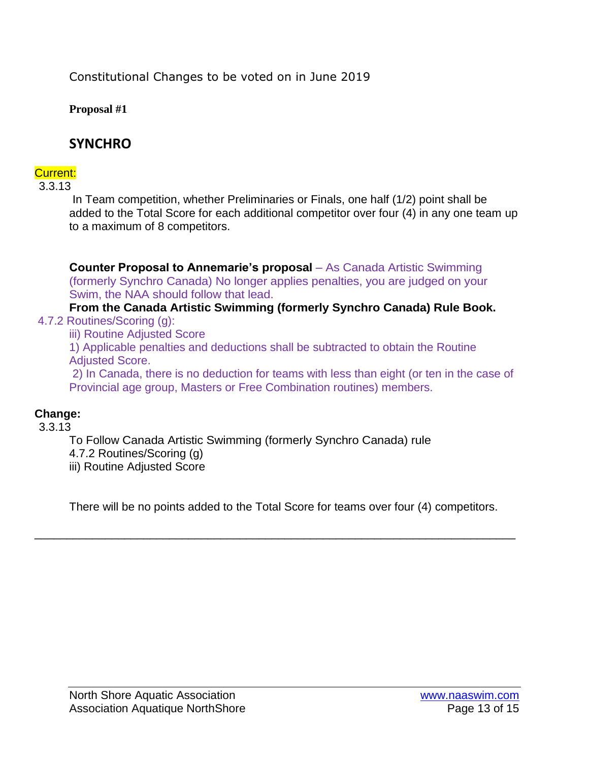Constitutional Changes to be voted on in June 2019

**Proposal #1**

## SYNCHRO

Current:

3.3.13

In Team competition, whether Preliminaries or Finals, one half (1/2) point shall be added to the Total Score for each additional competitor over four (4) in any one team up to a maximum of 8 competitors.

**Counter Proposal to Annemarie's proposal** – As Canada Artistic Swimming (formerly Synchro Canada) No longer applies penalties, you are judged on your Swim, the NAA should follow that lead.

**From the Canada Artistic Swimming (formerly Synchro Canada) Rule Book.**

4.7.2 Routines/Scoring (g):

iii) Routine Adjusted Score

1) Applicable penalties and deductions shall be subtracted to obtain the Routine Adjusted Score.

2) In Canada, there is no deduction for teams with less than eight (or ten in the case of Provincial age group, Masters or Free Combination routines) members.

**Change:**

3.3.13

To Follow Canada Artistic Swimming (formerly Synchro Canada) rule
4.7.2 Routines/Scoring (g)
iii) Routine Adjusted Score

There will be no points added to the Total Score for teams over four (4) competitors.

---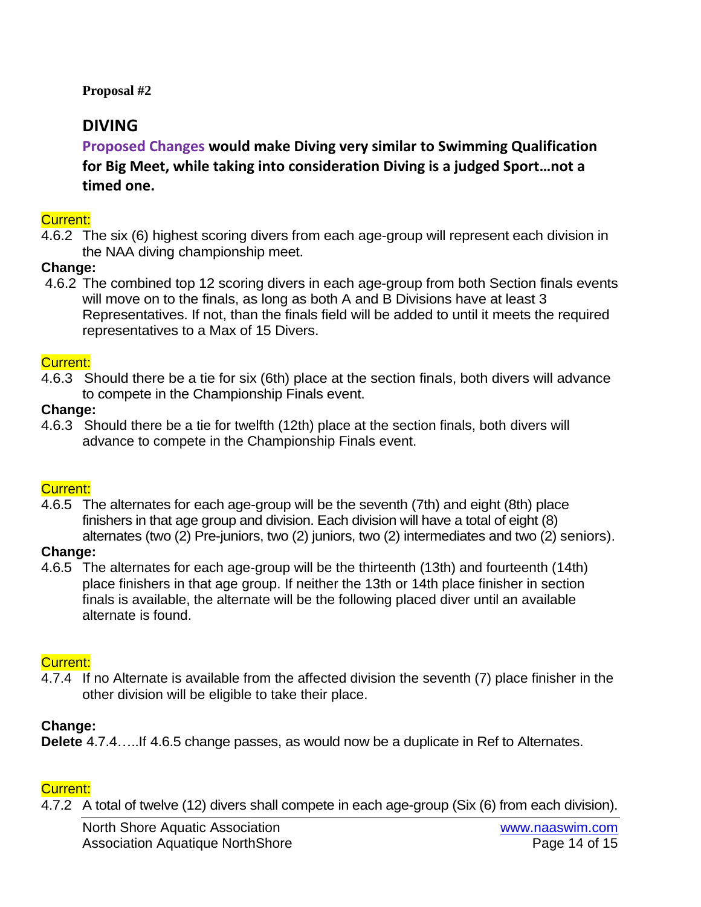**Proposal #2**

## DIVING

**Proposed Changes would make Diving very similar to Swimming Qualification for Big Meet, while taking into consideration Diving is a judged Sport…not a timed one.**

Current:

4.6.2 The six (6) highest scoring divers from each age-group will represent each division in the NAA diving championship meet.

**Change:**

4.6.2 The combined top 12 scoring divers in each age-group from both Section finals events will move on to the finals, as long as both A and B Divisions have at least 3 Representatives. If not, than the finals field will be added to until it meets the required representatives to a Max of 15 Divers.

Current:

4.6.3 Should there be a tie for six (6th) place at the section finals, both divers will advance to compete in the Championship Finals event.

**Change:**

4.6.3 Should there be a tie for twelfth (12th) place at the section finals, both divers will advance to compete in the Championship Finals event.

Current:

4.6.5 The alternates for each age-group will be the seventh (7th) and eight (8th) place finishers in that age group and division. Each division will have a total of eight (8) alternates (two (2) Pre-juniors, two (2) juniors, two (2) intermediates and two (2) seniors).

**Change:**

4.6.5 The alternates for each age-group will be the thirteenth (13th) and fourteenth (14th) place finishers in that age group. If neither the 13th or 14th place finisher in section finals is available, the alternate will be the following placed diver until an available alternate is found.

Current:

4.7.4 If no Alternate is available from the affected division the seventh (7) place finisher in the other division will be eligible to take their place.

**Change:**

**Delete** 4.7.4…..If 4.6.5 change passes, as would now be a duplicate in Ref to Alternates.

Current:

4.7.2 A total of twelve (12) divers shall compete in each age-group (Six (6) from each division).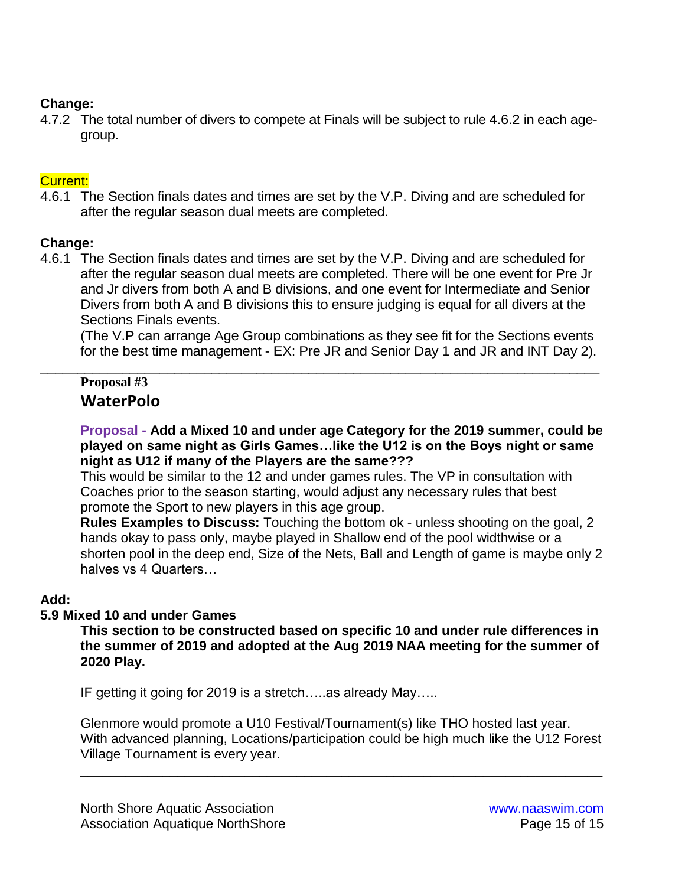**Change:**

4.7.2 The total number of divers to compete at Finals will be subject to rule 4.6.2 in each age-group.

Current:

4.6.1 The Section finals dates and times are set by the V.P. Diving and are scheduled for after the regular season dual meets are completed.

**Change:**

4.6.1 The Section finals dates and times are set by the V.P. Diving and are scheduled for after the regular season dual meets are completed. There will be one event for Pre Jr and Jr divers from both A and B divisions, and one event for Intermediate and Senior Divers from both A and B divisions this to ensure judging is equal for all divers at the Sections Finals events.

(The V.P can arrange Age Group combinations as they see fit for the Sections events for the best time management - EX: Pre JR and Senior Day 1 and JR and INT Day 2).

---

**Proposal #3**

## WaterPolo

**Proposal - Add a Mixed 10 and under age Category for the 2019 summer, could be played on same night as Girls Games…like the U12 is on the Boys night or same night as U12 if many of the Players are the same???**

This would be similar to the 12 and under games rules. The VP in consultation with Coaches prior to the season starting, would adjust any necessary rules that best promote the Sport to new players in this age group.

**Rules Examples to Discuss:** Touching the bottom ok - unless shooting on the goal, 2 hands okay to pass only, maybe played in Shallow end of the pool widthwise or a shorten pool in the deep end, Size of the Nets, Ball and Length of game is maybe only 2 halves vs 4 Quarters…

**Add:**

**5.9 Mixed 10 and under Games**

**This section to be constructed based on specific 10 and under rule differences in the summer of 2019 and adopted at the Aug 2019 NAA meeting for the summer of 2020 Play.**

IF getting it going for 2019 is a stretch…..as already May…..

Glenmore would promote a U10 Festival/Tournament(s) like THO hosted last year. With advanced planning, Locations/participation could be high much like the U12 Forest Village Tournament is every year.

---